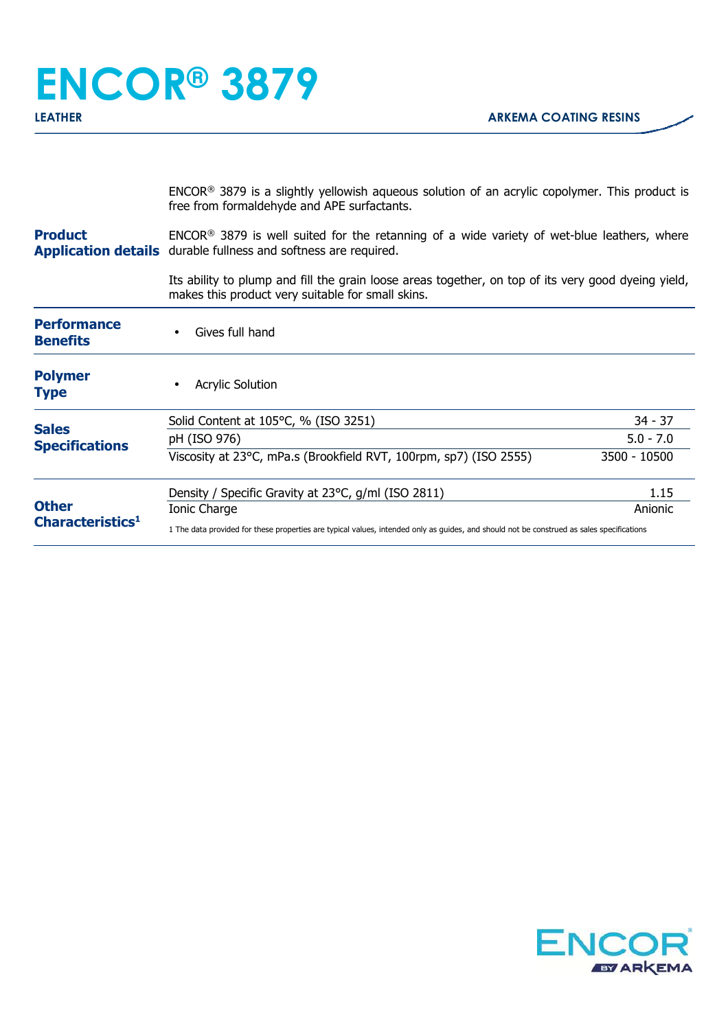# ENCOR® 3879

**LEATHER** — **ARKEMA COATING RESINS**

## Product Application details

ENCOR® 3879 is a slightly yellowish aqueous solution of an acrylic copolymer. This product is free from formaldehyde and APE surfactants.

ENCOR® 3879 is well suited for the retanning of a wide variety of wet-blue leathers, where durable fullness and softness are required.

Its ability to plump and fill the grain loose areas together, on top of its very good dyeing yield, makes this product very suitable for small skins.

## Performance Benefits

- Gives full hand

## Polymer Type

- Acrylic Solution

## Sales Specifications

| Property | Value |
|---|---|
| Solid Content at 105°C, % (ISO 3251) | 34 - 37 |
| pH (ISO 976) | 5.0 - 7.0 |
| Viscosity at 23°C, mPa.s (Brookfield RVT, 100rpm, sp7) (ISO 2555) | 3500 - 10500 |

## Other Characteristics[1]

| Property | Value |
|---|---|
| Density / Specific Gravity at 23°C, g/ml (ISO 2811) | 1.15 |
| Ionic Charge | Anionic |

1 The data provided for these properties are typical values, intended only as guides, and should not be construed as sales specifications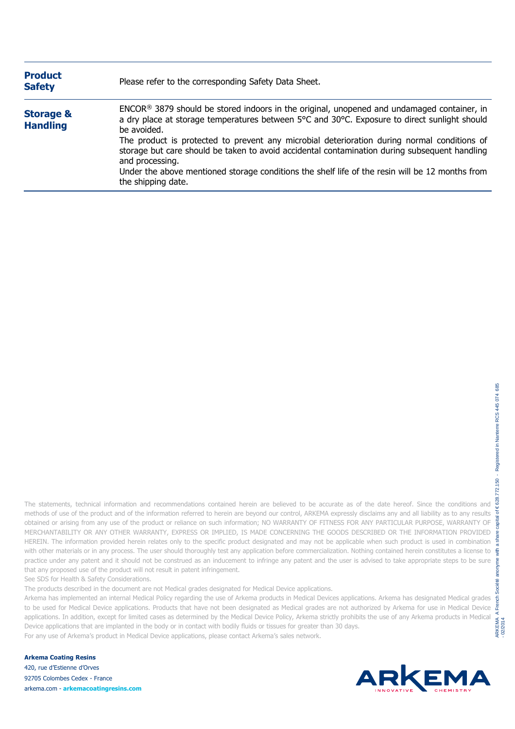## Product Safety

Please refer to the corresponding Safety Data Sheet.

## Storage & Handling

ENCOR® 3879 should be stored indoors in the original, unopened and undamaged container, in a dry place at storage temperatures between 5°C and 30°C. Exposure to direct sunlight should be avoided.

The product is protected to prevent any microbial deterioration during normal conditions of storage but care should be taken to avoid accidental contamination during subsequent handling and processing.

Under the above mentioned storage conditions the shelf life of the resin will be 12 months from the shipping date.

The statements, technical information and recommendations contained herein are believed to be accurate as of the date hereof. Since the conditions and methods of use of the product and of the information referred to herein are beyond our control, ARKEMA expressly disclaims any and all liability as to any results obtained or arising from any use of the product or reliance on such information; NO WARRANTY OF FITNESS FOR ANY PARTICULAR PURPOSE, WARRANTY OF MERCHANTABILITY OR ANY OTHER WARRANTY, EXPRESS OR IMPLIED, IS MADE CONCERNING THE GOODS DESCRIBED OR THE INFORMATION PROVIDED HEREIN. The information provided herein relates only to the specific product designated and may not be applicable when such product is used in combination with other materials or in any process. The user should thoroughly test any application before commercialization. Nothing contained herein constitutes a license to practice under any patent and it should not be construed as an inducement to infringe any patent and the user is advised to take appropriate steps to be sure that any proposed use of the product will not result in patent infringement.

See SDS for Health & Safety Considerations.

The products described in the document are not Medical grades designated for Medical Device applications.

Arkema has implemented an internal Medical Policy regarding the use of Arkema products in Medical Devices applications. Arkema has designated Medical grades to be used for Medical Device applications. Products that have not been designated as Medical grades are not authorized by Arkema for use in Medical Device applications. In addition, except for limited cases as determined by the Medical Device Policy, Arkema strictly prohibits the use of any Arkema products in Medical Device applications that are implanted in the body or in contact with bodily fluids or tissues for greater than 30 days.

For any use of Arkema's product in Medical Device applications, please contact Arkema's sales network.

**Arkema Coating Resins**
420, rue d'Estienne d'Orves
92705 Colombes Cedex - France
arkema.com - **arkemacoatingresins.com**

ARKEMA A French Société anonyme with a share capital of € 628.772.150 - Registered in Nanterre RCS 445 074 685 - 02/2014